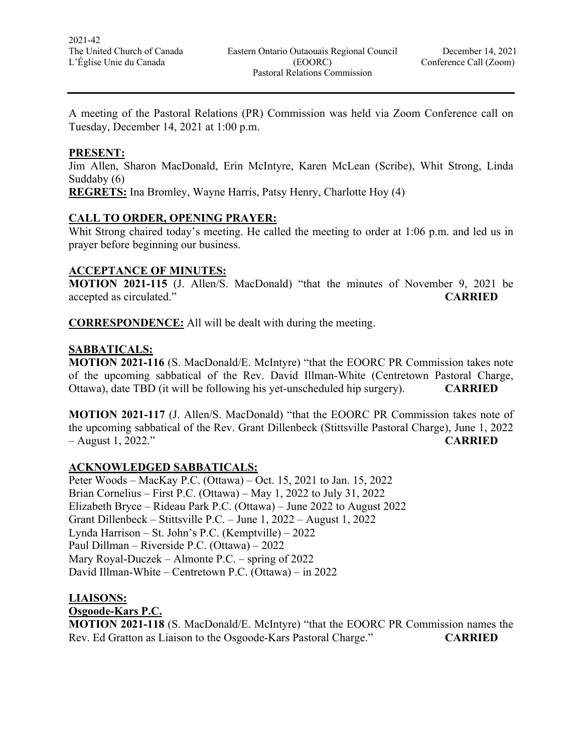2021-42

The United Church of Canada | Eastern Ontario Outaouais Regional Council | December 14, 2021
L'Église Unie du Canada | (EOORC) | Conference Call (Zoom)
Pastoral Relations Commission

---

A meeting of the Pastoral Relations (PR) Commission was held via Zoom Conference call on Tuesday, December 14, 2021 at 1:00 p.m.

**PRESENT:**
Jim Allen, Sharon MacDonald, Erin McIntyre, Karen McLean (Scribe), Whit Strong, Linda Suddaby (6)
**REGRETS:** Ina Bromley, Wayne Harris, Patsy Henry, Charlotte Hoy (4)

**CALL TO ORDER, OPENING PRAYER:**
Whit Strong chaired today's meeting. He called the meeting to order at 1:06 p.m. and led us in prayer before beginning our business.

**ACCEPTANCE OF MINUTES:**
**MOTION 2021-115** (J. Allen/S. MacDonald) "that the minutes of November 9, 2021 be accepted as circulated." **CARRIED**

**CORRESPONDENCE:** All will be dealt with during the meeting.

**SABBATICALS:**
**MOTION 2021-116** (S. MacDonald/E. McIntyre) "that the EOORC PR Commission takes note of the upcoming sabbatical of the Rev. David Illman-White (Centretown Pastoral Charge, Ottawa), date TBD (it will be following his yet-unscheduled hip surgery). **CARRIED**

**MOTION 2021-117** (J. Allen/S. MacDonald) "that the EOORC PR Commission takes note of the upcoming sabbatical of the Rev. Grant Dillenbeck (Stittsville Pastoral Charge), June 1, 2022 – August 1, 2022." **CARRIED**

**ACKNOWLEDGED SABBATICALS:**
Peter Woods – MacKay P.C. (Ottawa) – Oct. 15, 2021 to Jan. 15, 2022
Brian Cornelius – First P.C. (Ottawa) – May 1, 2022 to July 31, 2022
Elizabeth Bryce – Rideau Park P.C. (Ottawa) – June 2022 to August 2022
Grant Dillenbeck – Stittsville P.C. – June 1, 2022 – August 1, 2022
Lynda Harrison – St. John's P.C. (Kemptville) – 2022
Paul Dillman – Riverside P.C. (Ottawa) – 2022
Mary Royal-Duczek – Almonte P.C. – spring of 2022
David Illman-White – Centretown P.C. (Ottawa) – in 2022

**LIAISONS:**
**Osgoode-Kars P.C.**
**MOTION 2021-118** (S. MacDonald/E. McIntyre) "that the EOORC PR Commission names the Rev. Ed Gratton as Liaison to the Osgoode-Kars Pastoral Charge." **CARRIED**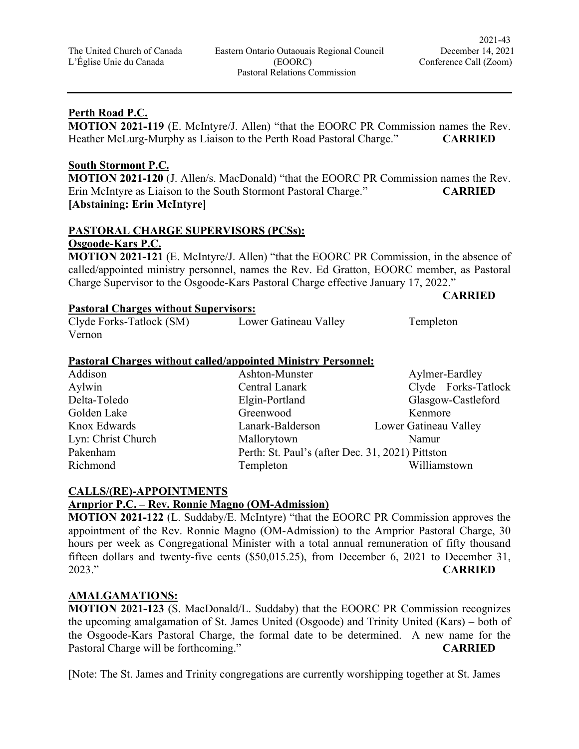**Perth Road P.C.**

**MOTION 2021-119** (E. McIntyre/J. Allen) "that the EOORC PR Commission names the Rev. Heather McLurg-Murphy as Liaison to the Perth Road Pastoral Charge." **CARRIED**

**South Stormont P.C.**

**MOTION 2021-120** (J. Allen/s. MacDonald) "that the EOORC PR Commission names the Rev. Erin McIntyre as Liaison to the South Stormont Pastoral Charge." **CARRIED**
**[Abstaining: Erin McIntyre]**

## PASTORAL CHARGE SUPERVISORS (PCSs):

**Osgoode-Kars P.C.**

**MOTION 2021-121** (E. McIntyre/J. Allen) "that the EOORC PR Commission, in the absence of called/appointed ministry personnel, names the Rev. Ed Gratton, EOORC member, as Pastoral Charge Supervisor to the Osgoode-Kars Pastoral Charge effective January 17, 2022." **CARRIED**

**Pastoral Charges without Supervisors:**

Clyde Forks-Tatlock (SM), Lower Gatineau Valley, Templeton, Vernon

**Pastoral Charges without called/appointed Ministry Personnel:**

| | | |
|---|---|---|
| Addison | Ashton-Munster | Aylmer-Eardley |
| Aylwin | Central Lanark | Clyde Forks-Tatlock |
| Delta-Toledo | Elgin-Portland | Glasgow-Castleford |
| Golden Lake | Greenwood | Kenmore |
| Knox Edwards | Lanark-Balderson | Lower Gatineau Valley |
| Lyn: Christ Church | Mallorytown | Namur |
| Pakenham | Perth: St. Paul's (after Dec. 31, 2021) | Pittston |
| Richmond | Templeton | Williamstown |

## CALLS/(RE)-APPOINTMENTS

**Arnprior P.C. – Rev. Ronnie Magno (OM-Admission)**

**MOTION 2021-122** (L. Suddaby/E. McIntyre) "that the EOORC PR Commission approves the appointment of the Rev. Ronnie Magno (OM-Admission) to the Arnprior Pastoral Charge, 30 hours per week as Congregational Minister with a total annual remuneration of fifty thousand fifteen dollars and twenty-five cents ($50,015.25), from December 6, 2021 to December 31, 2023." **CARRIED**

## AMALGAMATIONS:

**MOTION 2021-123** (S. MacDonald/L. Suddaby) that the EOORC PR Commission recognizes the upcoming amalgamation of St. James United (Osgoode) and Trinity United (Kars) – both of the Osgoode-Kars Pastoral Charge, the formal date to be determined. A new name for the Pastoral Charge will be forthcoming." **CARRIED**

[Note: The St. James and Trinity congregations are currently worshipping together at St. James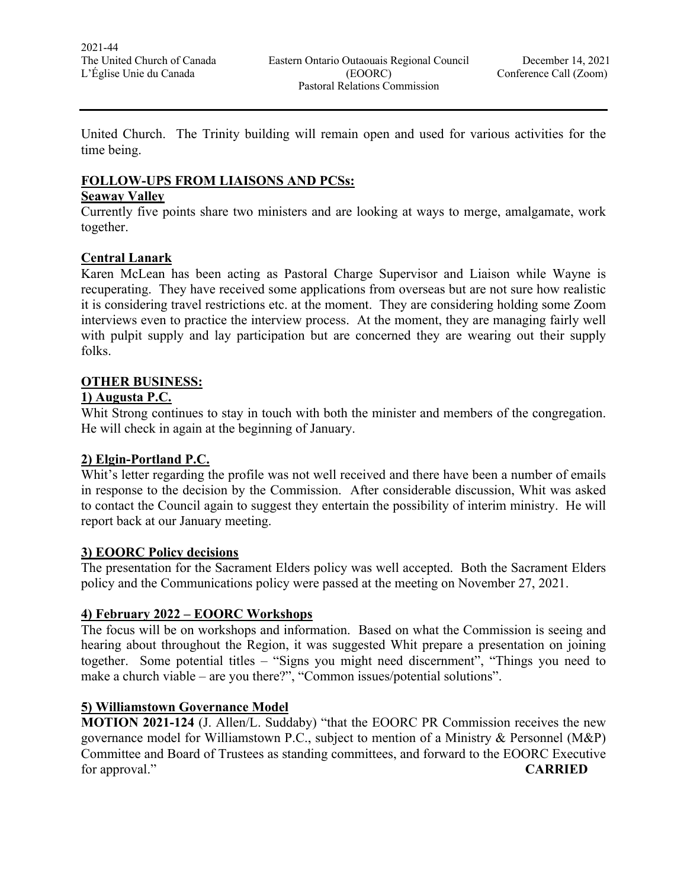United Church. The Trinity building will remain open and used for various activities for the time being.

## FOLLOW-UPS FROM LIAISONS AND PCSs:

### Seaway Valley

Currently five points share two ministers and are looking at ways to merge, amalgamate, work together.

### Central Lanark

Karen McLean has been acting as Pastoral Charge Supervisor and Liaison while Wayne is recuperating. They have received some applications from overseas but are not sure how realistic it is considering travel restrictions etc. at the moment. They are considering holding some Zoom interviews even to practice the interview process. At the moment, they are managing fairly well with pulpit supply and lay participation but are concerned they are wearing out their supply folks.

## OTHER BUSINESS:

### 1) Augusta P.C.

Whit Strong continues to stay in touch with both the minister and members of the congregation. He will check in again at the beginning of January.

### 2) Elgin-Portland P.C.

Whit's letter regarding the profile was not well received and there have been a number of emails in response to the decision by the Commission. After considerable discussion, Whit was asked to contact the Council again to suggest they entertain the possibility of interim ministry. He will report back at our January meeting.

### 3) EOORC Policy decisions

The presentation for the Sacrament Elders policy was well accepted. Both the Sacrament Elders policy and the Communications policy were passed at the meeting on November 27, 2021.

### 4) February 2022 – EOORC Workshops

The focus will be on workshops and information. Based on what the Commission is seeing and hearing about throughout the Region, it was suggested Whit prepare a presentation on joining together. Some potential titles – "Signs you might need discernment", "Things you need to make a church viable – are you there?", "Common issues/potential solutions".

### 5) Williamstown Governance Model

**MOTION 2021-124** (J. Allen/L. Suddaby) "that the EOORC PR Commission receives the new governance model for Williamstown P.C., subject to mention of a Ministry & Personnel (M&P) Committee and Board of Trustees as standing committees, and forward to the EOORC Executive for approval." **CARRIED**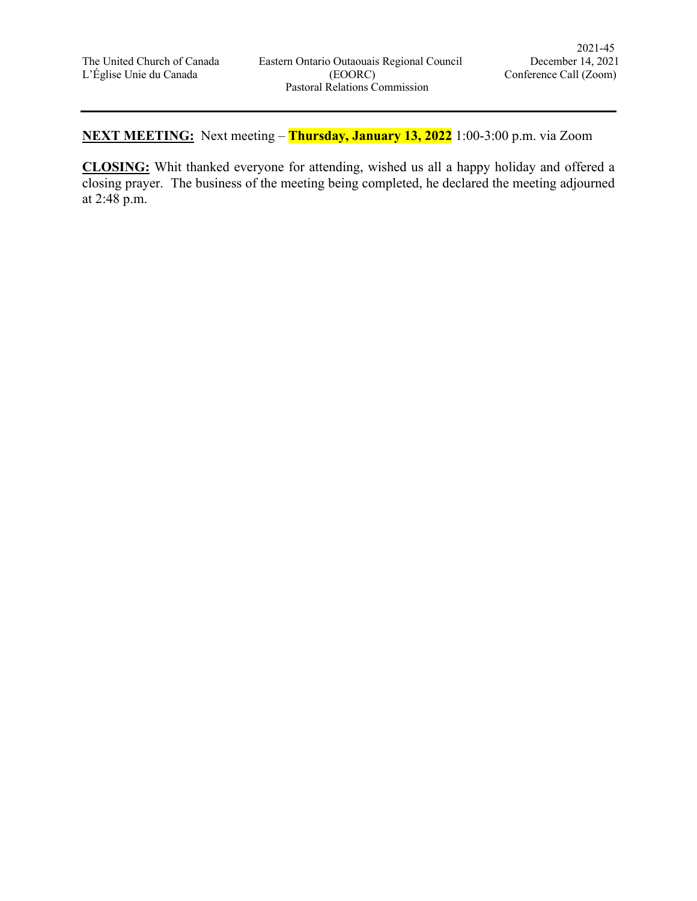**NEXT MEETING:** Next meeting – **Thursday, January 13, 2022** 1:00-3:00 p.m. via Zoom

**CLOSING:** Whit thanked everyone for attending, wished us all a happy holiday and offered a closing prayer. The business of the meeting being completed, he declared the meeting adjourned at 2:48 p.m.